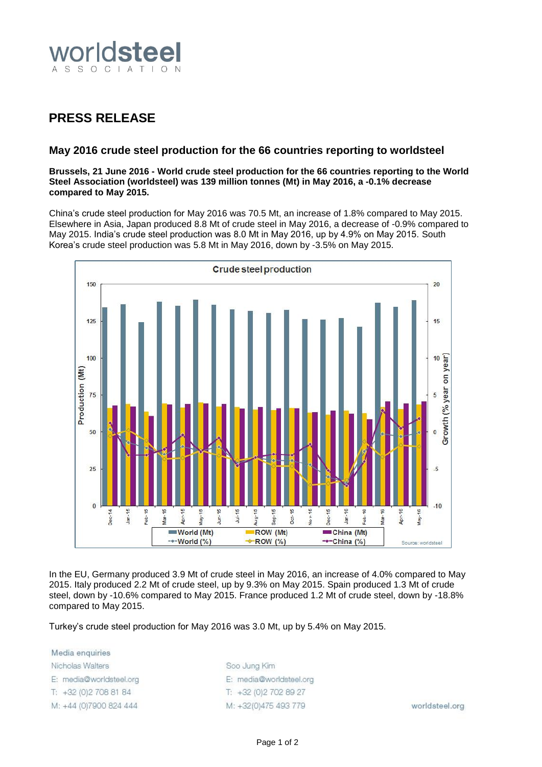# worldsteel ASSOCIATION

## PRESS RELEASE

### May 2016 crude steel production for the 66 countries reporting to worldsteel

**Brussels, 21 June 2016 - World crude steel production for the 66 countries reporting to the World Steel Association (worldsteel) was 139 million tonnes (Mt) in May 2016, a -0.1% decrease compared to May 2015.**

China's crude steel production for May 2016 was 70.5 Mt, an increase of 1.8% compared to May 2015. Elsewhere in Asia, Japan produced 8.8 Mt of crude steel in May 2016, a decrease of -0.9% compared to May 2015. India's crude steel production was 8.0 Mt in May 2016, up by 4.9% on May 2015. South Korea's crude steel production was 5.8 Mt in May 2016, down by -3.5% on May 2015.

In the EU, Germany produced 3.9 Mt of crude steel in May 2016, an increase of 4.0% compared to May 2015. Italy produced 2.2 Mt of crude steel, up by 9.3% on May 2015. Spain produced 1.3 Mt of crude steel, down by -10.6% compared to May 2015. France produced 1.2 Mt of crude steel, down by -18.8% compared to May 2015.

Turkey's crude steel production for May 2016 was 3.0 Mt, up by 5.4% on May 2015.

Media enquiries

Nicholas Walters
E: media@worldsteel.org
T: +32 (0)2 708 81 84
M: +44 (0)7900 824 444

Soo Jung Kim
E: media@worldsteel.org
T: +32 (0)2 702 89 27
M: +32(0)475 493 779

worldsteel.org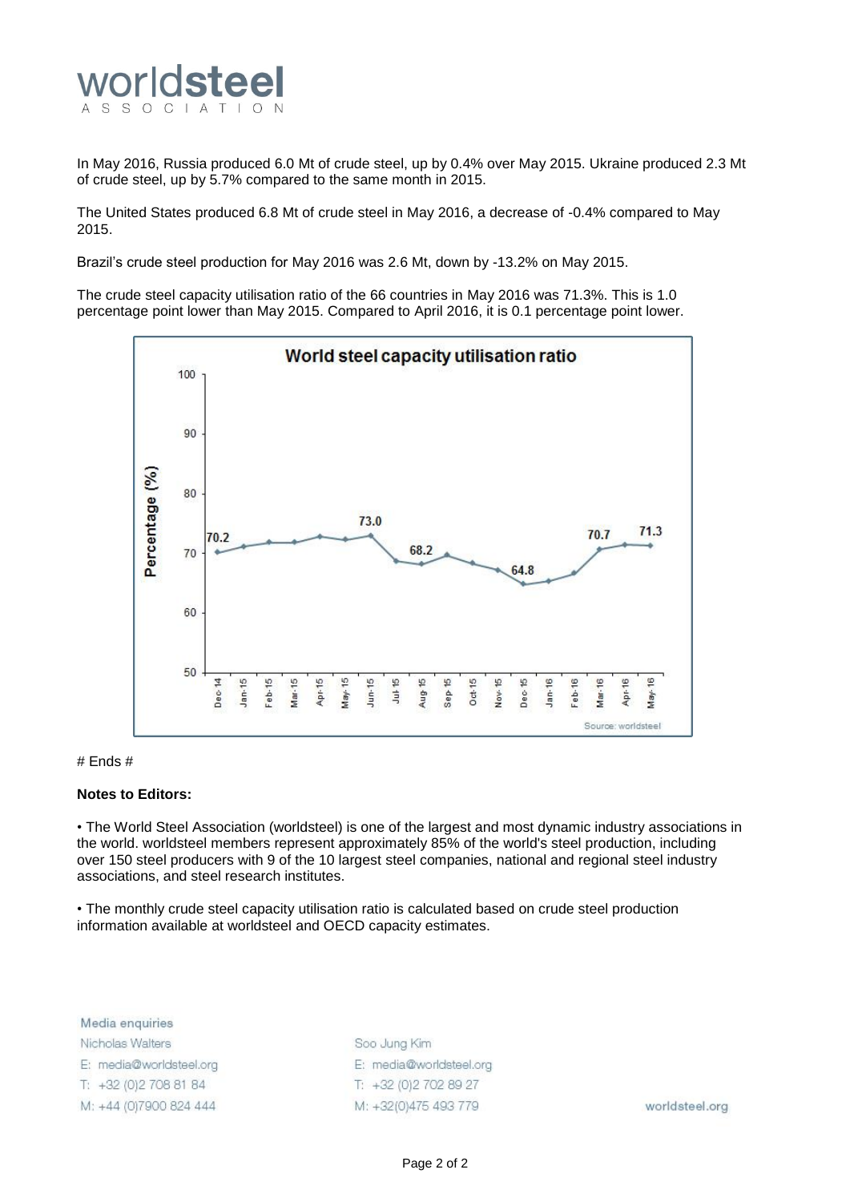# worldsteel

ASSOCIATION

In May 2016, Russia produced 6.0 Mt of crude steel, up by 0.4% over May 2015. Ukraine produced 2.3 Mt of crude steel, up by 5.7% compared to the same month in 2015.

The United States produced 6.8 Mt of crude steel in May 2016, a decrease of -0.4% compared to May 2015.

Brazil's crude steel production for May 2016 was 2.6 Mt, down by -13.2% on May 2015.

The crude steel capacity utilisation ratio of the 66 countries in May 2016 was 71.3%. This is 1.0 percentage point lower than May 2015. Compared to April 2016, it is 0.1 percentage point lower.

World steel capacity utilisation ratio

Percentage (%)

100
90
80
70
60
50

70.2
73.0
68.2
64.8
70.7
71.3

Dec-14 Jan-15 Feb-15 Mar-15 Apr-15 May-15 Jun-15 Jul-15 Aug-15 Sep-15 Oct-15 Nov-15 Dec-15 Jan-16 Feb-16 Mar-16 Apr-16 May-16

Source: worldsteel

# Ends #

**Notes to Editors:**

• The World Steel Association (worldsteel) is one of the largest and most dynamic industry associations in the world. worldsteel members represent approximately 85% of the world's steel production, including over 150 steel producers with 9 of the 10 largest steel companies, national and regional steel industry associations, and steel research institutes.

• The monthly crude steel capacity utilisation ratio is calculated based on crude steel production information available at worldsteel and OECD capacity estimates.

Media enquiries

Nicholas Walters
E: media@worldsteel.org
T: +32 (0)2 708 81 84
M: +44 (0)7900 824 444

Soo Jung Kim
E: media@worldsteel.org
T: +32 (0)2 702 89 27
M: +32(0)475 493 779

worldsteel.org